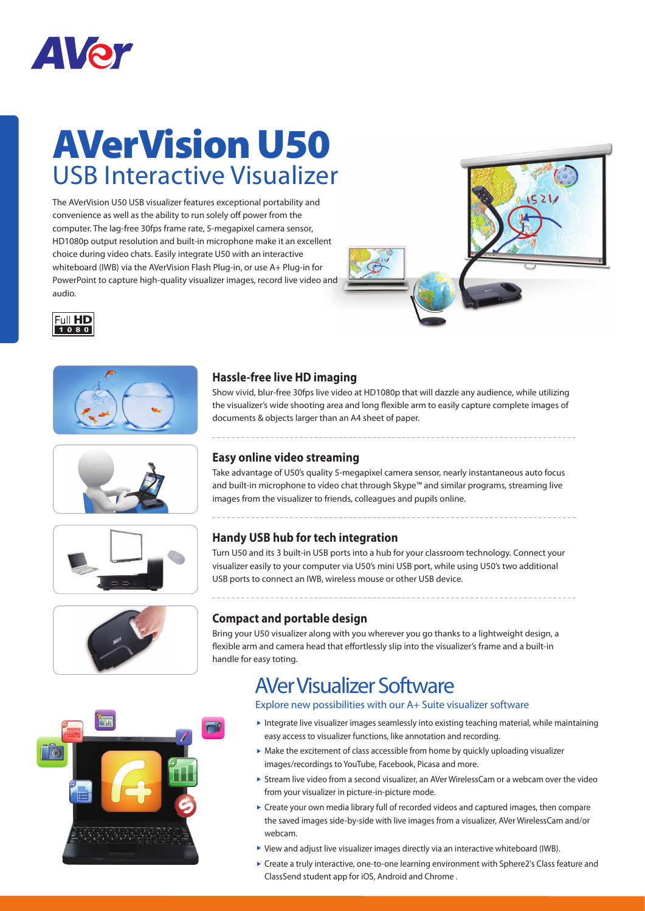# AVerVision U50

## USB Interactive Visualizer

The AVerVision U50 USB visualizer features exceptional portability and convenience as well as the ability to run solely off power from the computer. The lag-free 30fps frame rate, 5-megapixel camera sensor, HD1080p output resolution and built-in microphone make it an excellent choice during video chats. Easily integrate U50 with an interactive whiteboard (IWB) via the AVerVision Flash Plug-in, or use A+ Plug-in for PowerPoint to capture high-quality visualizer images, record live video and audio.

### Hassle-free live HD imaging

Show vivid, blur-free 30fps live video at HD1080p that will dazzle any audience, while utilizing the visualizer's wide shooting area and long flexible arm to easily capture complete images of documents & objects larger than an A4 sheet of paper.

### Easy online video streaming

Take advantage of U50's quality 5-megapixel camera sensor, nearly instantaneous auto focus and built-in microphone to video chat through Skype™ and similar programs, streaming live images from the visualizer to friends, colleagues and pupils online.

### Handy USB hub for tech integration

Turn U50 and its 3 built-in USB ports into a hub for your classroom technology. Connect your visualizer easily to your computer via U50's mini USB port, while using U50's two additional USB ports to connect an IWB, wireless mouse or other USB device.

### Compact and portable design

Bring your U50 visualizer along with you wherever you go thanks to a lightweight design, a flexible arm and camera head that effortlessly slip into the visualizer's frame and a built-in handle for easy toting.

## AVer Visualizer Software

Explore new possibilities with our A+ Suite visualizer software

- Integrate live visualizer images seamlessly into existing teaching material, while maintaining easy access to visualizer functions, like annotation and recording.
- Make the excitement of class accessible from home by quickly uploading visualizer images/recordings to YouTube, Facebook, Picasa and more.
- Stream live video from a second visualizer, an AVer WirelessCam or a webcam over the video from your visualizer in picture-in-picture mode.
- Create your own media library full of recorded videos and captured images, then compare the saved images side-by-side with live images from a visualizer, AVer WirelessCam and/or webcam.
- View and adjust live visualizer images directly via an interactive whiteboard (IWB).
- Create a truly interactive, one-to-one learning environment with Sphere2's Class feature and ClassSend student app for iOS, Android and Chrome .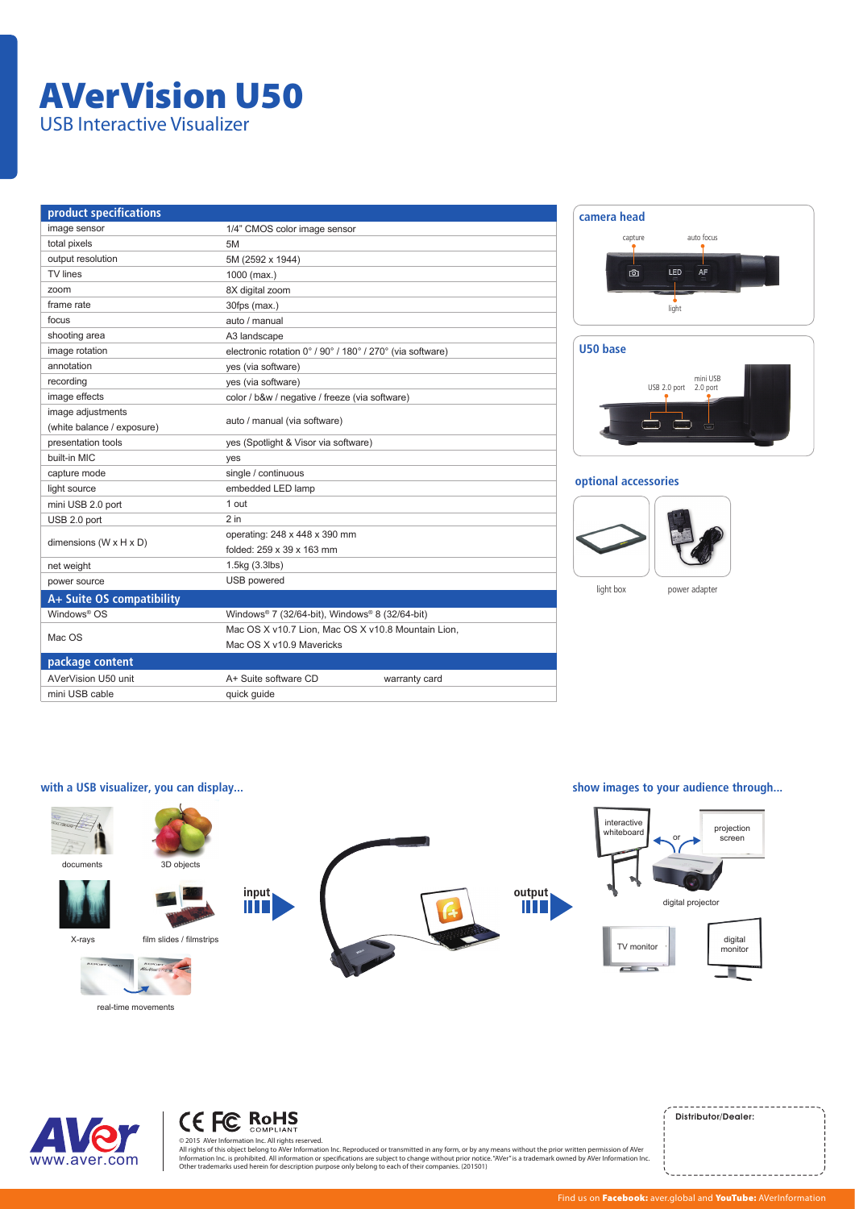# AVerVision U50

USB Interactive Visualizer

| product specifications | |
|---|---|
| image sensor | 1/4" CMOS color image sensor |
| total pixels | 5M |
| output resolution | 5M (2592 x 1944) |
| TV lines | 1000 (max.) |
| zoom | 8X digital zoom |
| frame rate | 30fps (max.) |
| focus | auto / manual |
| shooting area | A3 landscape |
| image rotation | electronic rotation 0° / 90° / 180° / 270° (via software) |
| annotation | yes (via software) |
| recording | yes (via software) |
| image effects | color / b&w / negative / freeze (via software) |
| image adjustments (white balance / exposure) | auto / manual (via software) |
| presentation tools | yes (Spotlight & Visor via software) |
| built-in MIC | yes |
| capture mode | single / continuous |
| light source | embedded LED lamp |
| mini USB 2.0 port | 1 out |
| USB 2.0 port | 2 in |
| dimensions (W x H x D) | operating: 248 x 448 x 390 mm<br>folded: 259 x 39 x 163 mm |
| net weight | 1.5kg (3.3lbs) |
| power source | USB powered |

| A+ Suite OS compatibility | |
|---|---|
| Windows® OS | Windows® 7 (32/64-bit), Windows® 8 (32/64-bit) |
| Mac OS | Mac OS X v10.7 Lion, Mac OS X v10.8 Mountain Lion, Mac OS X v10.9 Mavericks |

| package content | | |
|---|---|---|
| AVerVision U50 unit | A+ Suite software CD | warranty card |
| mini USB cable | quick guide | |

## camera head

capture

auto focus

light

## U50 base

USB 2.0 port

mini USB 2.0 port

## optional accessories

light box

power adapter

## with a USB visualizer, you can display...

documents

3D objects

X-rays

film slides / filmstrips

real-time movements

input

output

## show images to your audience through...

interactive whiteboard

or

projection screen

digital projector

TV monitor

digital monitor

www.aver.com

© 2015 AVer Information Inc. All rights reserved.
All rights of this object belong to AVer Information Inc. Reproduced or transmitted in any form, or by any means without the prior written permission of AVer Information Inc. is prohibited. All information or specifications are subject to change without prior notice."AVer" is a trademark owned by AVer Information Inc. Other trademarks used herein for description purpose only belong to each of their companies. (201501)

Distributor/Dealer:

Find us on **Facebook:** aver.global and **YouTube:** AVerInformation